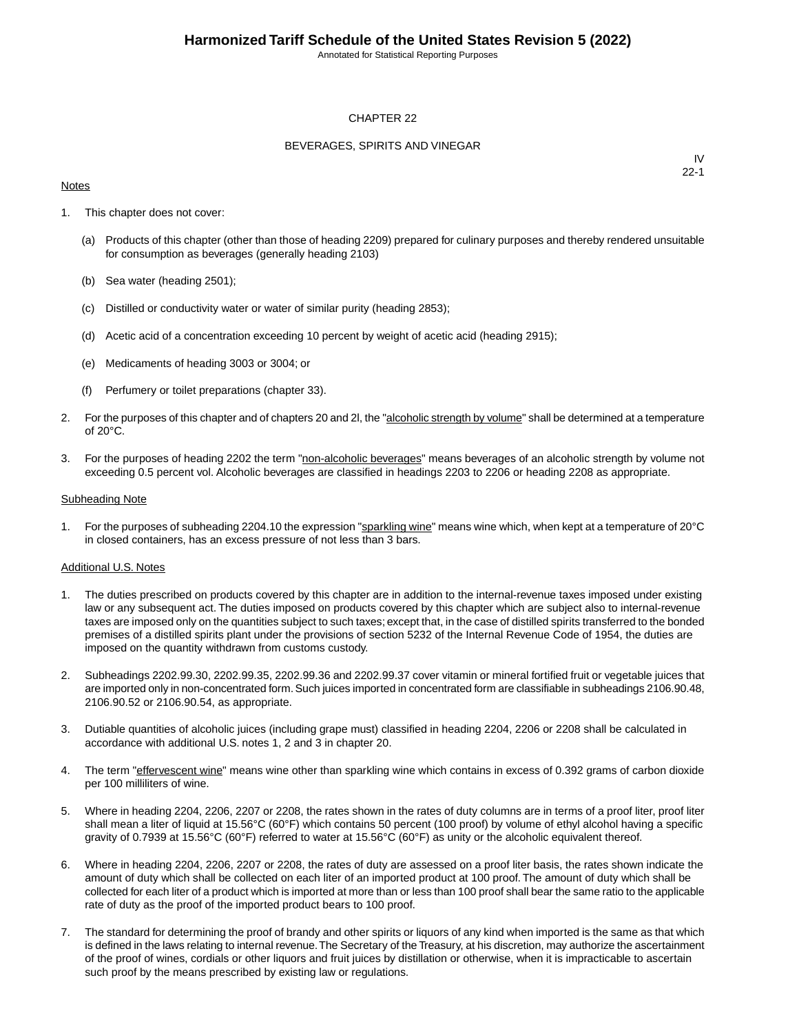# CHAPTER 22

## BEVERAGES, SPIRITS AND VINEGAR

IV
22-1

Notes

1. This chapter does not cover:

   (a) Products of this chapter (other than those of heading 2209) prepared for culinary purposes and thereby rendered unsuitable for consumption as beverages (generally heading 2103)

   (b) Sea water (heading 2501);

   (c) Distilled or conductivity water or water of similar purity (heading 2853);

   (d) Acetic acid of a concentration exceeding 10 percent by weight of acetic acid (heading 2915);

   (e) Medicaments of heading 3003 or 3004; or

   (f) Perfumery or toilet preparations (chapter 33).

2. For the purposes of this chapter and of chapters 20 and 2l, the "alcoholic strength by volume" shall be determined at a temperature of 20°C.

3. For the purposes of heading 2202 the term "non-alcoholic beverages" means beverages of an alcoholic strength by volume not exceeding 0.5 percent vol. Alcoholic beverages are classified in headings 2203 to 2206 or heading 2208 as appropriate.

Subheading Note

1. For the purposes of subheading 2204.10 the expression "sparkling wine" means wine which, when kept at a temperature of 20°C in closed containers, has an excess pressure of not less than 3 bars.

Additional U.S. Notes

1. The duties prescribed on products covered by this chapter are in addition to the internal-revenue taxes imposed under existing law or any subsequent act. The duties imposed on products covered by this chapter which are subject also to internal-revenue taxes are imposed only on the quantities subject to such taxes; except that, in the case of distilled spirits transferred to the bonded premises of a distilled spirits plant under the provisions of section 5232 of the Internal Revenue Code of 1954, the duties are imposed on the quantity withdrawn from customs custody.

2. Subheadings 2202.99.30, 2202.99.35, 2202.99.36 and 2202.99.37 cover vitamin or mineral fortified fruit or vegetable juices that are imported only in non-concentrated form. Such juices imported in concentrated form are classifiable in subheadings 2106.90.48, 2106.90.52 or 2106.90.54, as appropriate.

3. Dutiable quantities of alcoholic juices (including grape must) classified in heading 2204, 2206 or 2208 shall be calculated in accordance with additional U.S. notes 1, 2 and 3 in chapter 20.

4. The term "effervescent wine" means wine other than sparkling wine which contains in excess of 0.392 grams of carbon dioxide per 100 milliliters of wine.

5. Where in heading 2204, 2206, 2207 or 2208, the rates shown in the rates of duty columns are in terms of a proof liter, proof liter shall mean a liter of liquid at 15.56°C (60°F) which contains 50 percent (100 proof) by volume of ethyl alcohol having a specific gravity of 0.7939 at 15.56°C (60°F) referred to water at 15.56°C (60°F) as unity or the alcoholic equivalent thereof.

6. Where in heading 2204, 2206, 2207 or 2208, the rates of duty are assessed on a proof liter basis, the rates shown indicate the amount of duty which shall be collected on each liter of an imported product at 100 proof. The amount of duty which shall be collected for each liter of a product which is imported at more than or less than 100 proof shall bear the same ratio to the applicable rate of duty as the proof of the imported product bears to 100 proof.

7. The standard for determining the proof of brandy and other spirits or liquors of any kind when imported is the same as that which is defined in the laws relating to internal revenue. The Secretary of the Treasury, at his discretion, may authorize the ascertainment of the proof of wines, cordials or other liquors and fruit juices by distillation or otherwise, when it is impracticable to ascertain such proof by the means prescribed by existing law or regulations.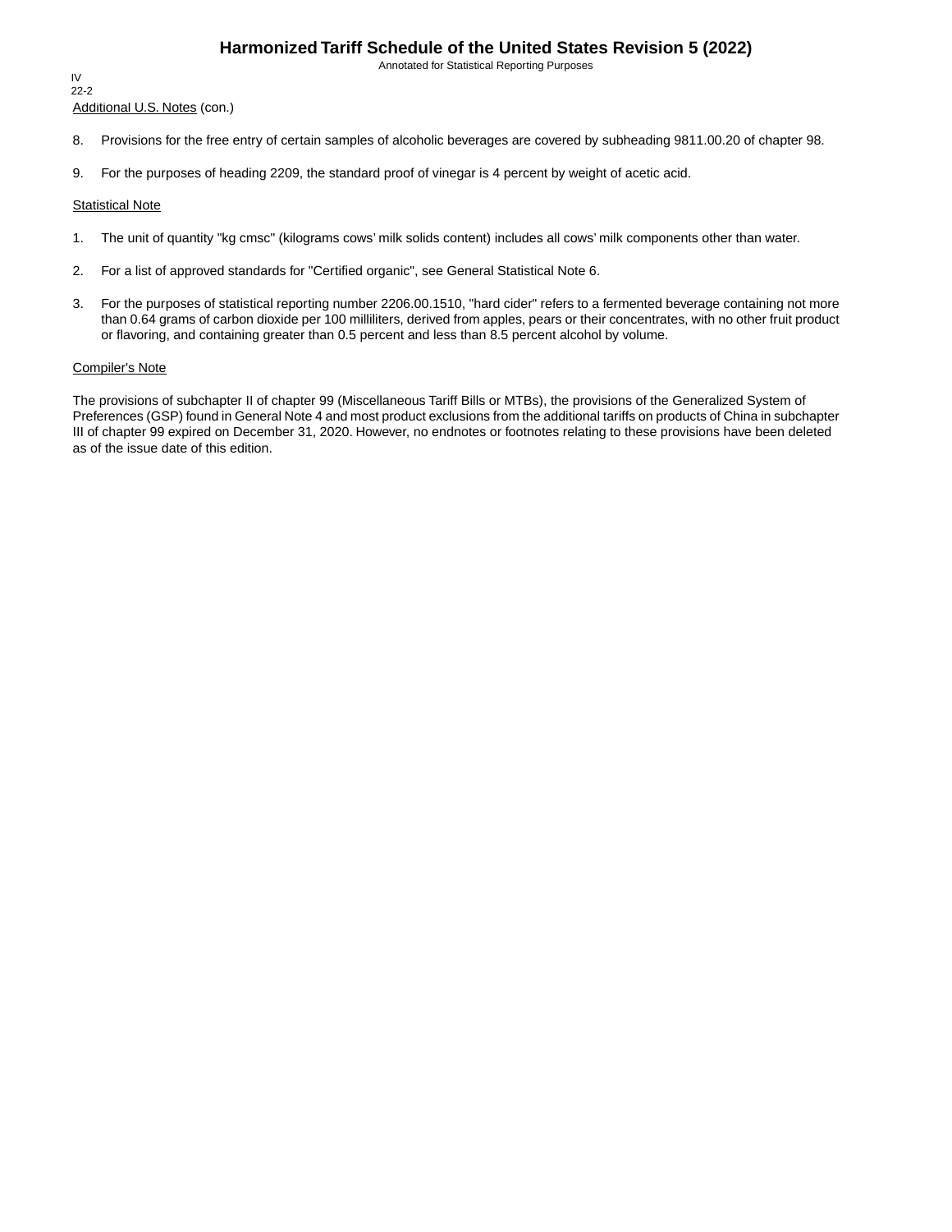Additional U.S. Notes (con.)

8. Provisions for the free entry of certain samples of alcoholic beverages are covered by subheading 9811.00.20 of chapter 98.

9. For the purposes of heading 2209, the standard proof of vinegar is 4 percent by weight of acetic acid.

Statistical Note

1. The unit of quantity "kg cmsc" (kilograms cows' milk solids content) includes all cows' milk components other than water.

2. For a list of approved standards for "Certified organic", see General Statistical Note 6.

3. For the purposes of statistical reporting number 2206.00.1510, "hard cider" refers to a fermented beverage containing not more than 0.64 grams of carbon dioxide per 100 milliliters, derived from apples, pears or their concentrates, with no other fruit product or flavoring, and containing greater than 0.5 percent and less than 8.5 percent alcohol by volume.

Compiler's Note

The provisions of subchapter II of chapter 99 (Miscellaneous Tariff Bills or MTBs), the provisions of the Generalized System of Preferences (GSP) found in General Note 4 and most product exclusions from the additional tariffs on products of China in subchapter III of chapter 99 expired on December 31, 2020. However, no endnotes or footnotes relating to these provisions have been deleted as of the issue date of this edition.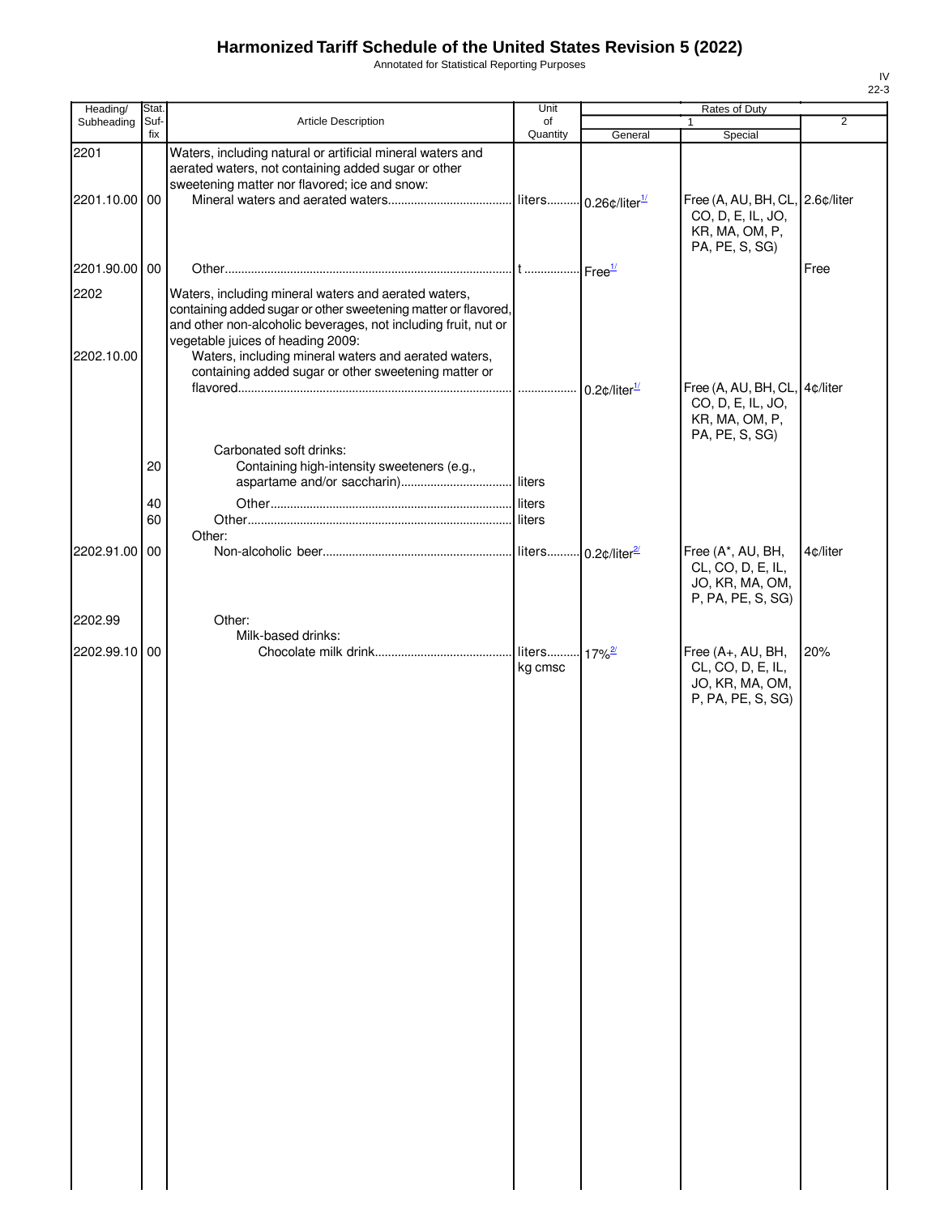# Harmonized Tariff Schedule of the United States Revision 5 (2022)

Annotated for Statistical Reporting Purposes

IV
22-3

| Heading/ Subheading | Stat. Suf- fix | Article Description | Unit of Quantity | Rates of Duty | | |
|---|---|---|---|---|---|---|
| | | | | 1 | | 2 |
| | | | | General | Special | |
| 2201 | | Waters, including natural or artificial mineral waters and aerated waters, not containing added sugar or other sweetening matter nor flavored; ice and snow: | | | | |
| 2201.10.00 | 00 | Mineral waters and aerated waters | liters | 0.26¢/liter[1/] | Free (A, AU, BH, CL, CO, D, E, IL, JO, KR, MA, OM, P, PA, PE, S, SG) | 2.6¢/liter |
| 2201.90.00 | 00 | Other | t | Free[1/] | | Free |
| 2202 | | Waters, including mineral waters and aerated waters, containing added sugar or other sweetening matter or flavored, and other non-alcoholic beverages, not including fruit, nut or vegetable juices of heading 2009: | | | | |
| 2202.10.00 | | Waters, including mineral waters and aerated waters, containing added sugar or other sweetening matter or flavored | | 0.2¢/liter[1/] | Free (A, AU, BH, CL, CO, D, E, IL, JO, KR, MA, OM, P, PA, PE, S, SG) | 4¢/liter |
| | | Carbonated soft drinks: | | | | |
| | 20 | Containing high-intensity sweeteners (e.g., aspartame and/or saccharin) | liters | | | |
| | 40 | Other | liters | | | |
| | 60 | Other | liters | | | |
| | | Other: | | | | |
| 2202.91.00 | 00 | Non-alcoholic beer | liters | 0.2¢/liter[2/] | Free (A*, AU, BH, CL, CO, D, E, IL, JO, KR, MA, OM, P, PA, PE, S, SG) | 4¢/liter |
| 2202.99 | | Other: | | | | |
| | | Milk-based drinks: | | | | |
| 2202.99.10 | 00 | Chocolate milk drink | liters kg cmsc | 17%[2/] | Free (A+, AU, BH, CL, CO, D, E, IL, JO, KR, MA, OM, P, PA, PE, S, SG) | 20% |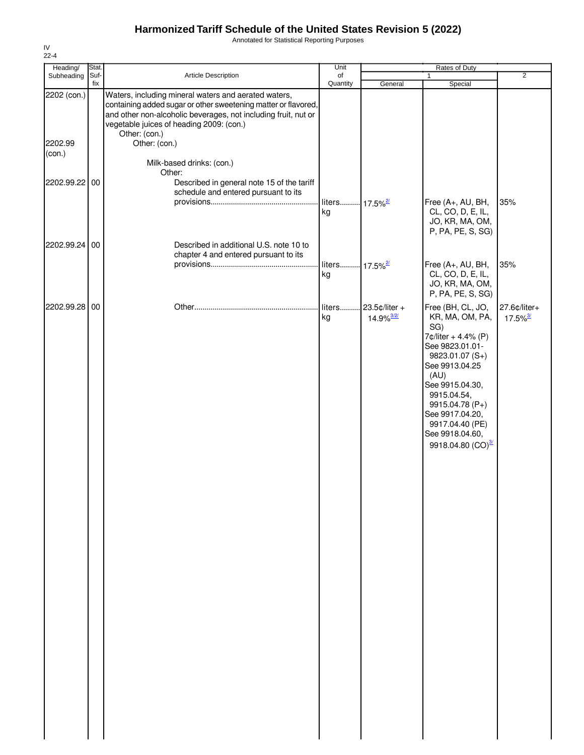# Harmonized Tariff Schedule of the United States Revision 5 (2022)

Annotated for Statistical Reporting Purposes

IV
22-4

| Heading/ Subheading | Stat. Suf- fix | Article Description | Unit of Quantity | Rates of Duty | | |
|---|---|---|---|---|---|---|
| | | | | 1 | | 2 |
| | | | | General | Special | |
| 2202 (con.) | | Waters, including mineral waters and aerated waters, containing added sugar or other sweetening matter or flavored, and other non-alcoholic beverages, not including fruit, nut or vegetable juices of heading 2009: (con.) | | | | |
| | | Other: (con.) | | | | |
| 2202.99 (con.) | | Other: (con.) | | | | |
| | | Milk-based drinks: (con.) | | | | |
| | | Other: | | | | |
| 2202.99.22 | 00 | Described in general note 15 of the tariff schedule and entered pursuant to its provisions | liters kg | 17.5%[2/] | Free (A+, AU, BH, CL, CO, D, E, IL, JO, KR, MA, OM, P, PA, PE, S, SG) | 35% |
| 2202.99.24 | 00 | Described in additional U.S. note 10 to chapter 4 and entered pursuant to its provisions | liters kg | 17.5%[2/] | Free (A+, AU, BH, CL, CO, D, E, IL, JO, KR, MA, OM, P, PA, PE, S, SG) | 35% |
| 2202.99.28 | 00 | Other | liters kg | 23.5¢/liter + 14.9%[3/2/] | Free (BH, CL, JO, KR, MA, OM, PA, SG) 7¢/liter + 4.4% (P) See 9823.01.01-9823.01.07 (S+) See 9913.04.25 (AU) See 9915.04.30, 9915.04.54, 9915.04.78 (P+) See 9917.04.20, 9917.04.40 (PE) See 9918.04.60, 9918.04.80 (CO)[3/] | 27.6¢/liter+ 17.5%[3/] |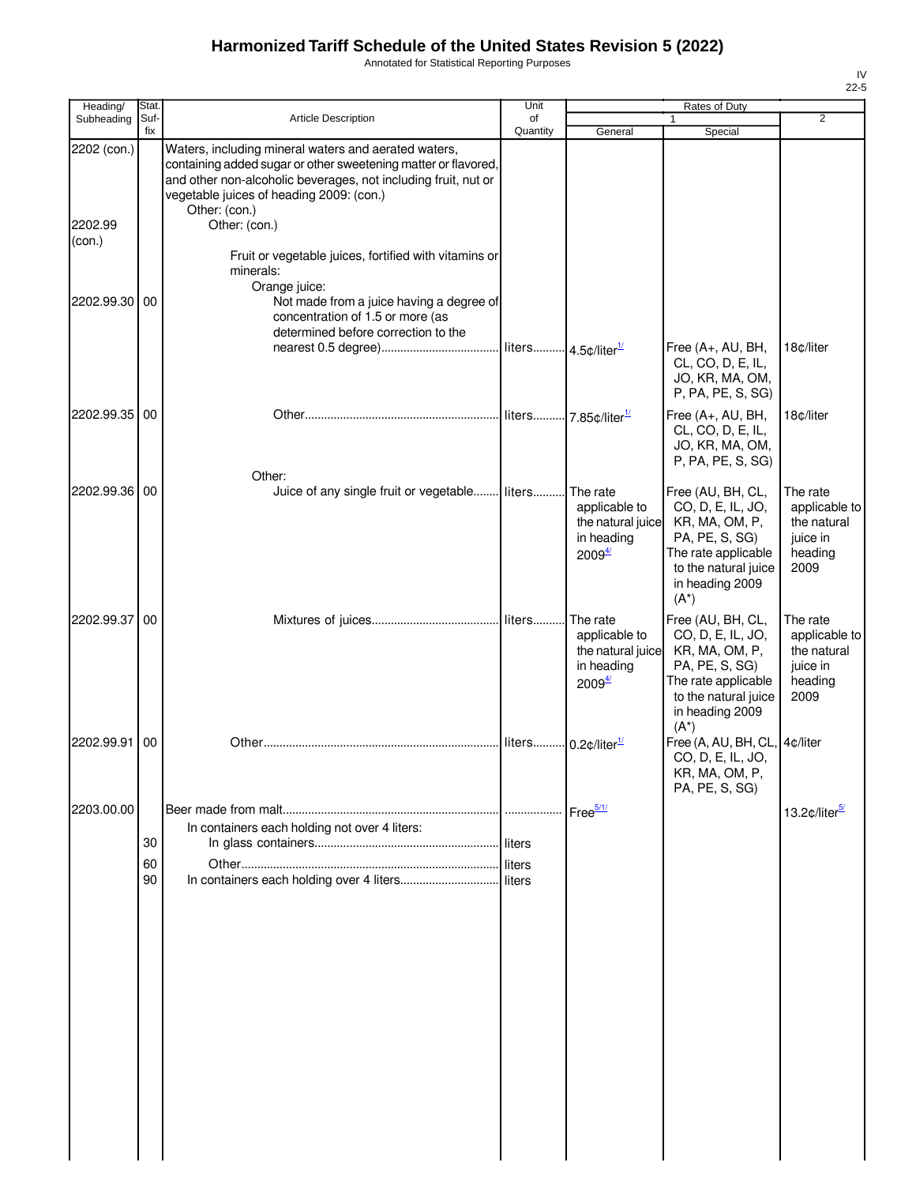# Harmonized Tariff Schedule of the United States Revision 5 (2022)

Annotated for Statistical Reporting Purposes

| Heading/ Subheading | Stat. Suf- fix | Article Description | Unit of Quantity | Rates of Duty 1 General | Rates of Duty 1 Special | Rates of Duty 2 |
|---|---|---|---|---|---|---|
| 2202 (con.) | | Waters, including mineral waters and aerated waters, containing added sugar or other sweetening matter or flavored, and other non-alcoholic beverages, not including fruit, nut or vegetable juices of heading 2009: (con.) | | | | |
| | | Other: (con.) | | | | |
| 2202.99 (con.) | | Other: (con.) | | | | |
| | | Fruit or vegetable juices, fortified with vitamins or minerals: | | | | |
| | | Orange juice: | | | | |
| 2202.99.30 | 00 | Not made from a juice having a degree of concentration of 1.5 or more (as determined before correction to the nearest 0.5 degree) | liters | 4.5¢/liter[1/] | Free (A+, AU, BH, CL, CO, D, E, IL, JO, KR, MA, OM, P, PA, PE, S, SG) | 18¢/liter |
| 2202.99.35 | 00 | Other | liters | 7.85¢/liter[1/] | Free (A+, AU, BH, CL, CO, D, E, IL, JO, KR, MA, OM, P, PA, PE, S, SG) | 18¢/liter |
| | | Other: | | | | |
| 2202.99.36 | 00 | Juice of any single fruit or vegetable | liters | The rate applicable to the natural juice in heading 2009[4/] | Free (AU, BH, CL, CO, D, E, IL, JO, KR, MA, OM, P, PA, PE, S, SG) The rate applicable to the natural juice in heading 2009 (A*) | The rate applicable to the natural juice in heading 2009 |
| 2202.99.37 | 00 | Mixtures of juices | liters | The rate applicable to the natural juice in heading 2009[4/] | Free (AU, BH, CL, CO, D, E, IL, JO, KR, MA, OM, P, PA, PE, S, SG) The rate applicable to the natural juice in heading 2009 (A*) | The rate applicable to the natural juice in heading 2009 |
| 2202.99.91 | 00 | Other | liters | 0.2¢/liter[1/] | Free (A, AU, BH, CL, CO, D, E, IL, JO, KR, MA, OM, P, PA, PE, S, SG) | 4¢/liter |
| 2203.00.00 | | Beer made from malt | | Free[5/1/] | | 13.2¢/liter[5/] |
| | | In containers each holding not over 4 liters: | | | | |
| | 30 | In glass containers | liters | | | |
| | 60 | Other | liters | | | |
| | 90 | In containers each holding over 4 liters | liters | | | |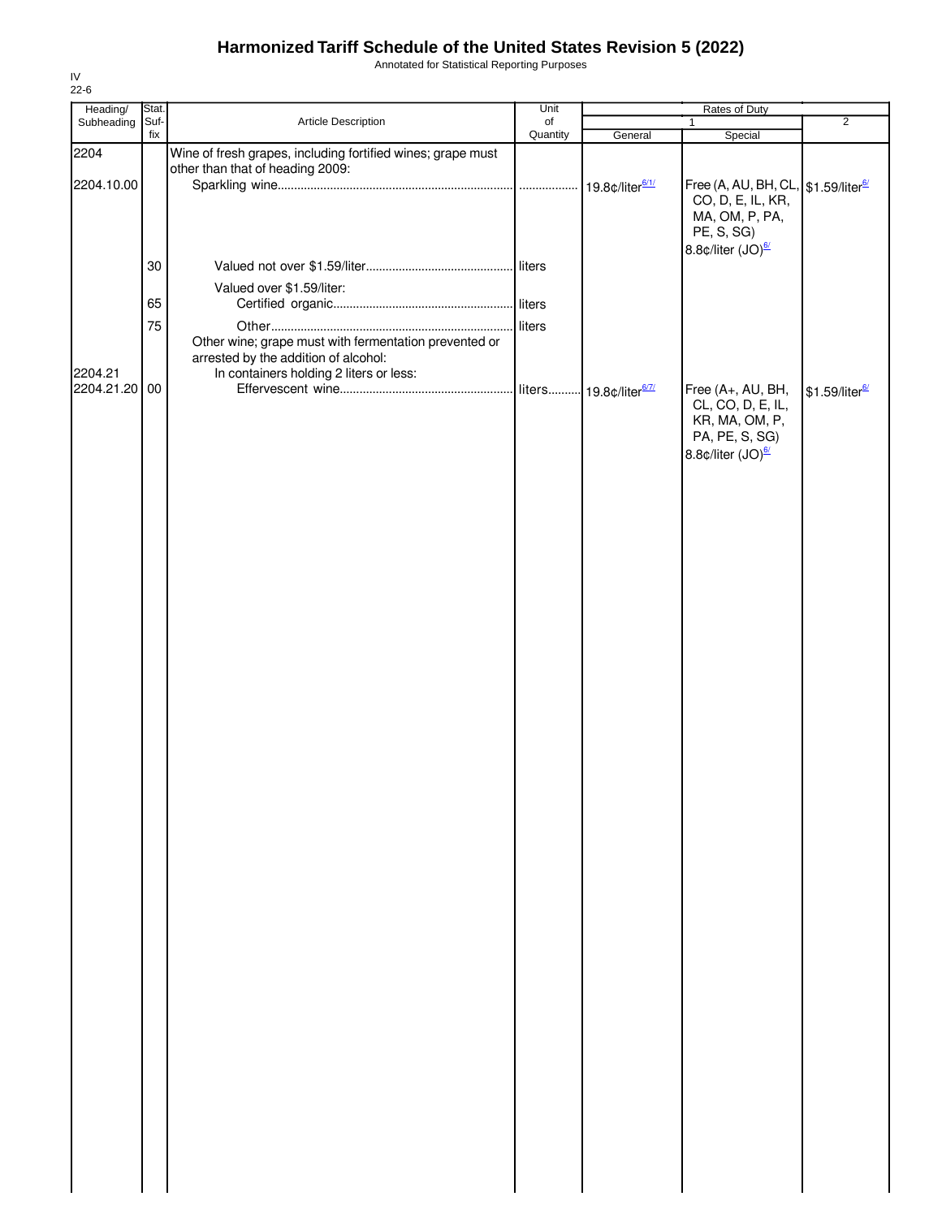# Harmonized Tariff Schedule of the United States Revision 5 (2022)

Annotated for Statistical Reporting Purposes

IV
22-6

| Heading/ Subheading | Stat. Suf- fix | Article Description | Unit of Quantity | Rates of Duty | | |
|---|---|---|---|---|---|---|
| | | | | 1 | | 2 |
| | | | | General | Special | |
| 2204 | | Wine of fresh grapes, including fortified wines; grape must other than that of heading 2009: | | | | |
| 2204.10.00 | | Sparkling wine | | 19.8¢/liter[6/1/] | Free (A, AU, BH, CL, CO, D, E, IL, KR, MA, OM, P, PA, PE, S, SG) 8.8¢/liter (JO)[6/] | $1.59/liter[6/] |
| | 30 | Valued not over $1.59/liter | liters | | | |
| | | Valued over $1.59/liter: | | | | |
| | 65 | Certified organic | liters | | | |
| | 75 | Other | liters | | | |
| | | Other wine; grape must with fermentation prevented or arrested by the addition of alcohol: | | | | |
| 2204.21 | | In containers holding 2 liters or less: | | | | |
| 2204.21.20 | 00 | Effervescent wine | liters | 19.8¢/liter[6/7/] | Free (A+, AU, BH, CL, CO, D, E, IL, KR, MA, OM, P, PA, PE, S, SG) 8.8¢/liter (JO)[6/] | $1.59/liter[6/] |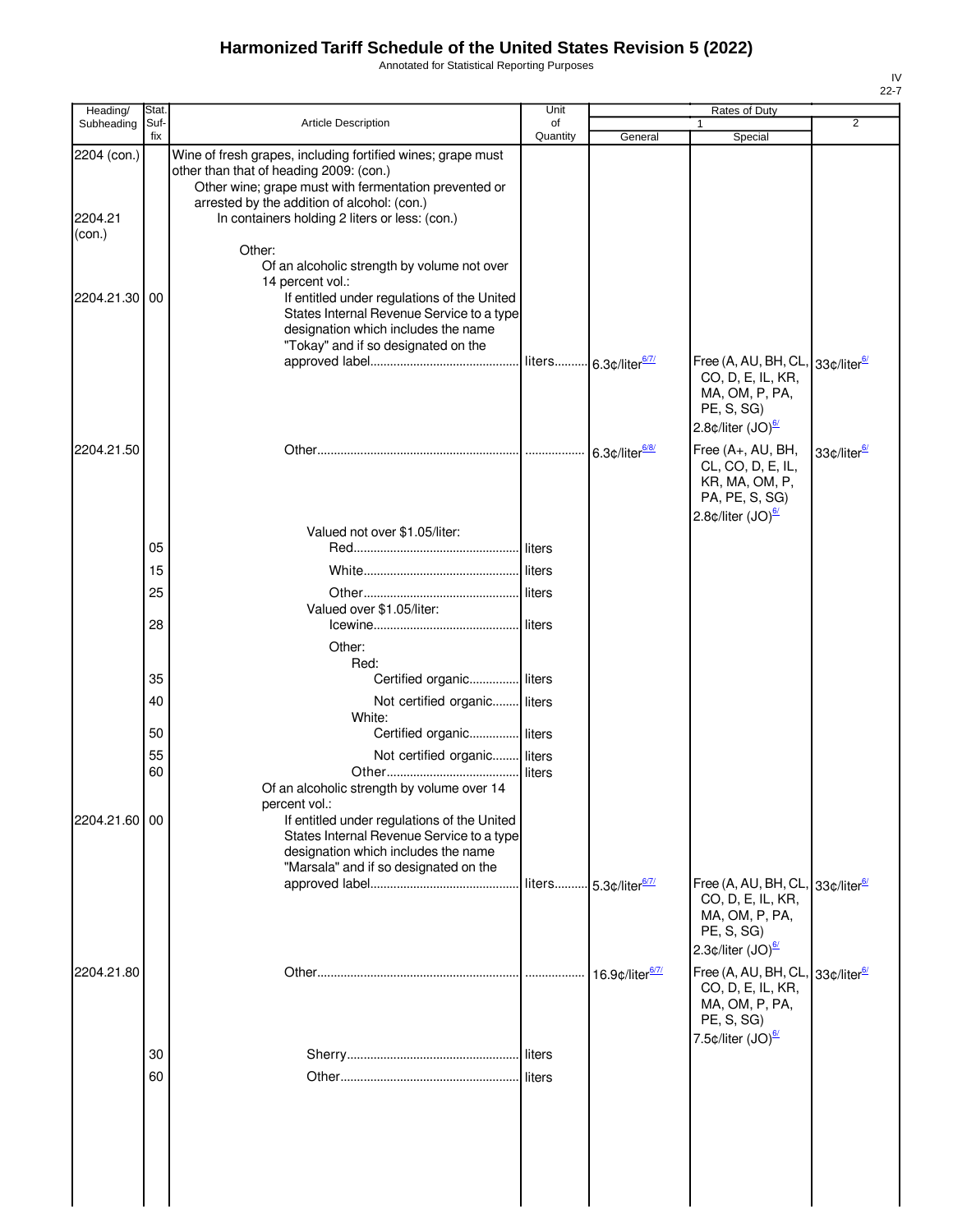# Harmonized Tariff Schedule of the United States Revision 5 (2022)

Annotated for Statistical Reporting Purposes

IV
22-7

| Heading/ Subheading | Stat. Suf- fix | Article Description | Unit of Quantity | Rates of Duty 1 General | Special | 2 |
|---|---|---|---|---|---|---|
| 2204 (con.) | | Wine of fresh grapes, including fortified wines; grape must other than that of heading 2009: (con.) | | | | |
| | | Other wine; grape must with fermentation prevented or arrested by the addition of alcohol: (con.) | | | | |
| 2204.21 (con.) | | In containers holding 2 liters or less: (con.) | | | | |
| | | Other: | | | | |
| | | Of an alcoholic strength by volume not over 14 percent vol.: | | | | |
| 2204.21.30 | 00 | If entitled under regulations of the United States Internal Revenue Service to a type designation which includes the name "Tokay" and if so designated on the approved label | liters | 6.3¢/liter[6/7/] | Free (A, AU, BH, CL, CO, D, E, IL, KR, MA, OM, P, PA, PE, S, SG) 2.8¢/liter (JO)[6/] | 33¢/liter[6/] |
| 2204.21.50 | | Other | | 6.3¢/liter[6/8/] | Free (A+, AU, BH, CL, CO, D, E, IL, KR, MA, OM, P, PA, PE, S, SG) 2.8¢/liter (JO)[6/] | 33¢/liter[6/] |
| | | Valued not over $1.05/liter: | | | | |
| | 05 | Red | liters | | | |
| | 15 | White | liters | | | |
| | 25 | Other | liters | | | |
| | | Valued over $1.05/liter: | | | | |
| | 28 | Icewine | liters | | | |
| | | Other: | | | | |
| | | Red: | | | | |
| | 35 | Certified organic | liters | | | |
| | 40 | Not certified organic | liters | | | |
| | | White: | | | | |
| | 50 | Certified organic | liters | | | |
| | 55 | Not certified organic | liters | | | |
| | 60 | Other | liters | | | |
| | | Of an alcoholic strength by volume over 14 percent vol.: | | | | |
| 2204.21.60 | 00 | If entitled under regulations of the United States Internal Revenue Service to a type designation which includes the name "Marsala" and if so designated on the approved label | liters | 5.3¢/liter[6/7/] | Free (A, AU, BH, CL, CO, D, E, IL, KR, MA, OM, P, PA, PE, S, SG) 2.3¢/liter (JO)[6/] | 33¢/liter[6/] |
| 2204.21.80 | | Other | | 16.9¢/liter[6/7/] | Free (A, AU, BH, CL, CO, D, E, IL, KR, MA, OM, P, PA, PE, S, SG) 7.5¢/liter (JO)[6/] | 33¢/liter[6/] |
| | 30 | Sherry | liters | | | |
| | 60 | Other | liters | | | |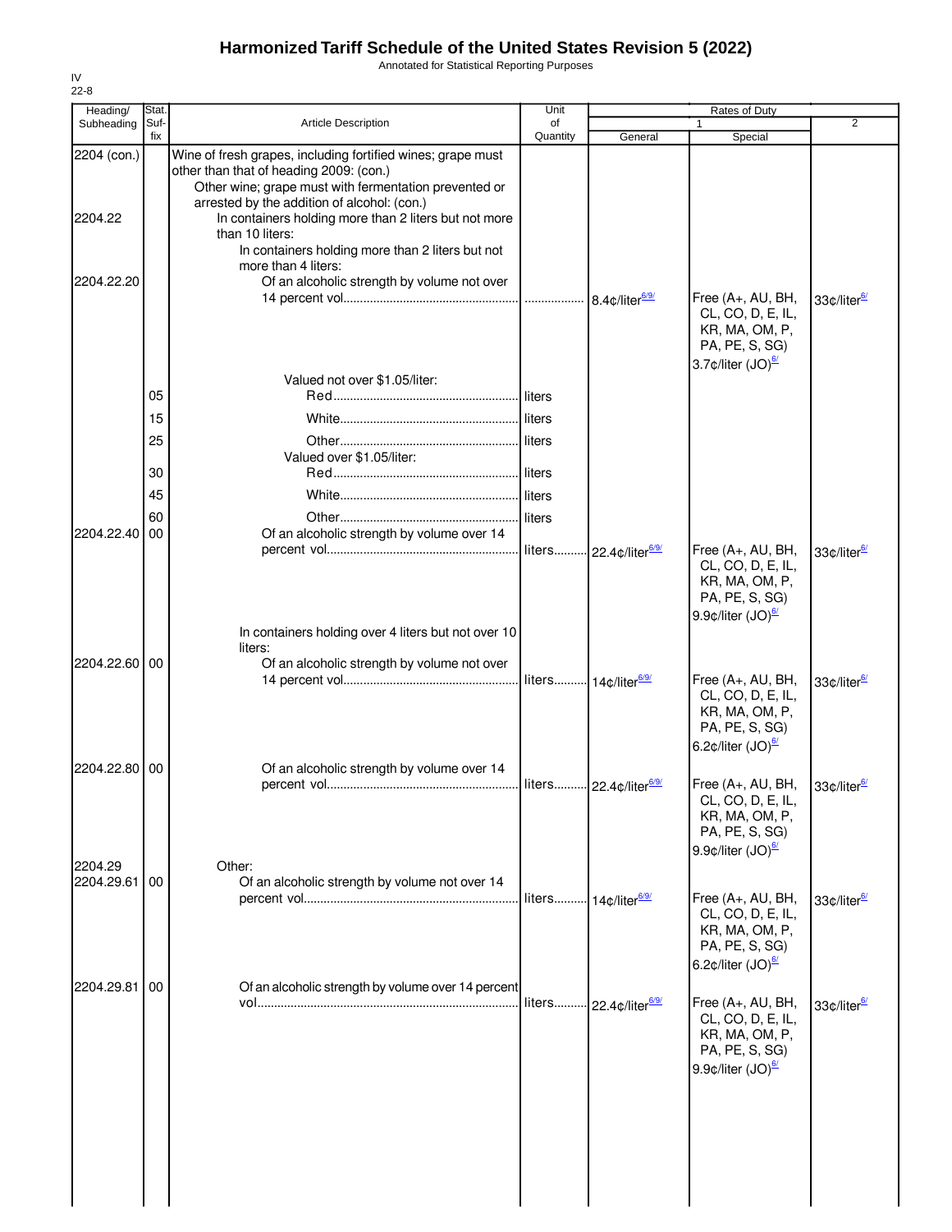# Harmonized Tariff Schedule of the United States Revision 5 (2022)

Annotated for Statistical Reporting Purposes

IV
22-8

| Heading/ Subheading | Stat. Suf- fix | Article Description | Unit of Quantity | Rates of Duty 1 General | Special | 2 |
|---|---|---|---|---|---|---|
| 2204 (con.) | | Wine of fresh grapes, including fortified wines; grape must other than that of heading 2009: (con.) | | | | |
| | | Other wine; grape must with fermentation prevented or arrested by the addition of alcohol: (con.) | | | | |
| 2204.22 | | In containers holding more than 2 liters but not more than 10 liters: | | | | |
| | | In containers holding more than 2 liters but not more than 4 liters: | | | | |
| 2204.22.20 | | Of an alcoholic strength by volume not over 14 percent vol. | | 8.4¢/liter[6/9/] | Free (A+, AU, BH, CL, CO, D, E, IL, KR, MA, OM, P, PA, PE, S, SG) 3.7¢/liter (JO)[6/] | 33¢/liter[6/] |
| | | Valued not over $1.05/liter: | | | | |
| | 05 | Red | liters | | | |
| | 15 | White | liters | | | |
| | 25 | Other | liters | | | |
| | | Valued over $1.05/liter: | | | | |
| | 30 | Red | liters | | | |
| | 45 | White | liters | | | |
| | 60 | Other | liters | | | |
| 2204.22.40 | 00 | Of an alcoholic strength by volume over 14 percent vol. | liters | 22.4¢/liter[6/9/] | Free (A+, AU, BH, CL, CO, D, E, IL, KR, MA, OM, P, PA, PE, S, SG) 9.9¢/liter (JO)[6/] | 33¢/liter[6/] |
| | | In containers holding over 4 liters but not over 10 liters: | | | | |
| 2204.22.60 | 00 | Of an alcoholic strength by volume not over 14 percent vol. | liters | 14¢/liter[6/9/] | Free (A+, AU, BH, CL, CO, D, E, IL, KR, MA, OM, P, PA, PE, S, SG) 6.2¢/liter (JO)[6/] | 33¢/liter[6/] |
| 2204.22.80 | 00 | Of an alcoholic strength by volume over 14 percent vol. | liters | 22.4¢/liter[6/9/] | Free (A+, AU, BH, CL, CO, D, E, IL, KR, MA, OM, P, PA, PE, S, SG) 9.9¢/liter (JO)[6/] | 33¢/liter[6/] |
| 2204.29 | | Other: | | | | |
| 2204.29.61 | 00 | Of an alcoholic strength by volume not over 14 percent vol. | liters | 14¢/liter[6/9/] | Free (A+, AU, BH, CL, CO, D, E, IL, KR, MA, OM, P, PA, PE, S, SG) 6.2¢/liter (JO)[6/] | 33¢/liter[6/] |
| 2204.29.81 | 00 | Of an alcoholic strength by volume over 14 percent vol. | liters | 22.4¢/liter[6/9/] | Free (A+, AU, BH, CL, CO, D, E, IL, KR, MA, OM, P, PA, PE, S, SG) 9.9¢/liter (JO)[6/] | 33¢/liter[6/] |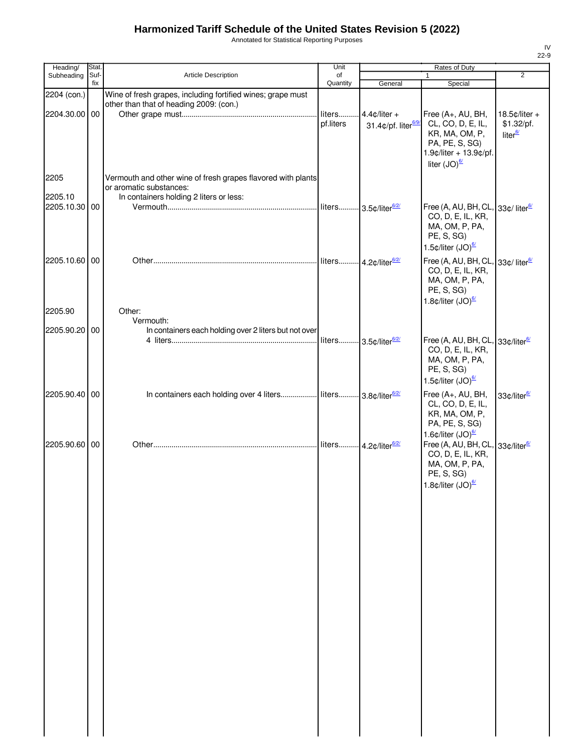# Harmonized Tariff Schedule of the United States Revision 5 (2022)

Annotated for Statistical Reporting Purposes

| Heading/ Subheading | Stat. Suf- fix | Article Description | Unit of Quantity | Rates of Duty 1 General | 1 Special | 2 |
|---|---|---|---|---|---|---|
| 2204 (con.) | | Wine of fresh grapes, including fortified wines; grape must other than that of heading 2009: (con.) | | | | |
| 2204.30.00 | 00 | Other grape must | liters pf.liters | 4.4¢/liter + 31.4¢/pf. liter[6/9/] | Free (A+, AU, BH, CL, CO, D, E, IL, KR, MA, OM, P, PA, PE, S, SG) 1.9¢/liter + 13.9¢/pf. liter (JO)[6/] | 18.5¢/liter + $1.32/pf. liter[6/] |
| 2205 | | Vermouth and other wine of fresh grapes flavored with plants or aromatic substances: | | | | |
| 2205.10 | | In containers holding 2 liters or less: | | | | |
| 2205.10.30 | 00 | Vermouth | liters | 3.5¢/liter[6/2/] | Free (A, AU, BH, CL, CO, D, E, IL, KR, MA, OM, P, PA, PE, S, SG) 1.5¢/liter (JO)[6/] | 33¢/ liter[6/] |
| 2205.10.60 | 00 | Other | liters | 4.2¢/liter[6/2/] | Free (A, AU, BH, CL, CO, D, E, IL, KR, MA, OM, P, PA, PE, S, SG) 1.8¢/liter (JO)[6/] | 33¢/ liter[6/] |
| 2205.90 | | Other: | | | | |
| | | Vermouth: | | | | |
| 2205.90.20 | 00 | In containers each holding over 2 liters but not over 4 liters | liters | 3.5¢/liter[6/2/] | Free (A, AU, BH, CL, CO, D, E, IL, KR, MA, OM, P, PA, PE, S, SG) 1.5¢/liter (JO)[6/] | 33¢/liter[6/] |
| 2205.90.40 | 00 | In containers each holding over 4 liters | liters | 3.8¢/liter[6/2/] | Free (A+, AU, BH, CL, CO, D, E, IL, KR, MA, OM, P, PA, PE, S, SG) 1.6¢/liter (JO)[6/] | 33¢/liter[6/] |
| 2205.90.60 | 00 | Other | liters | 4.2¢/liter[6/2/] | Free (A, AU, BH, CL, CO, D, E, IL, KR, MA, OM, P, PA, PE, S, SG) 1.8¢/liter (JO)[6/] | 33¢/liter[6/] |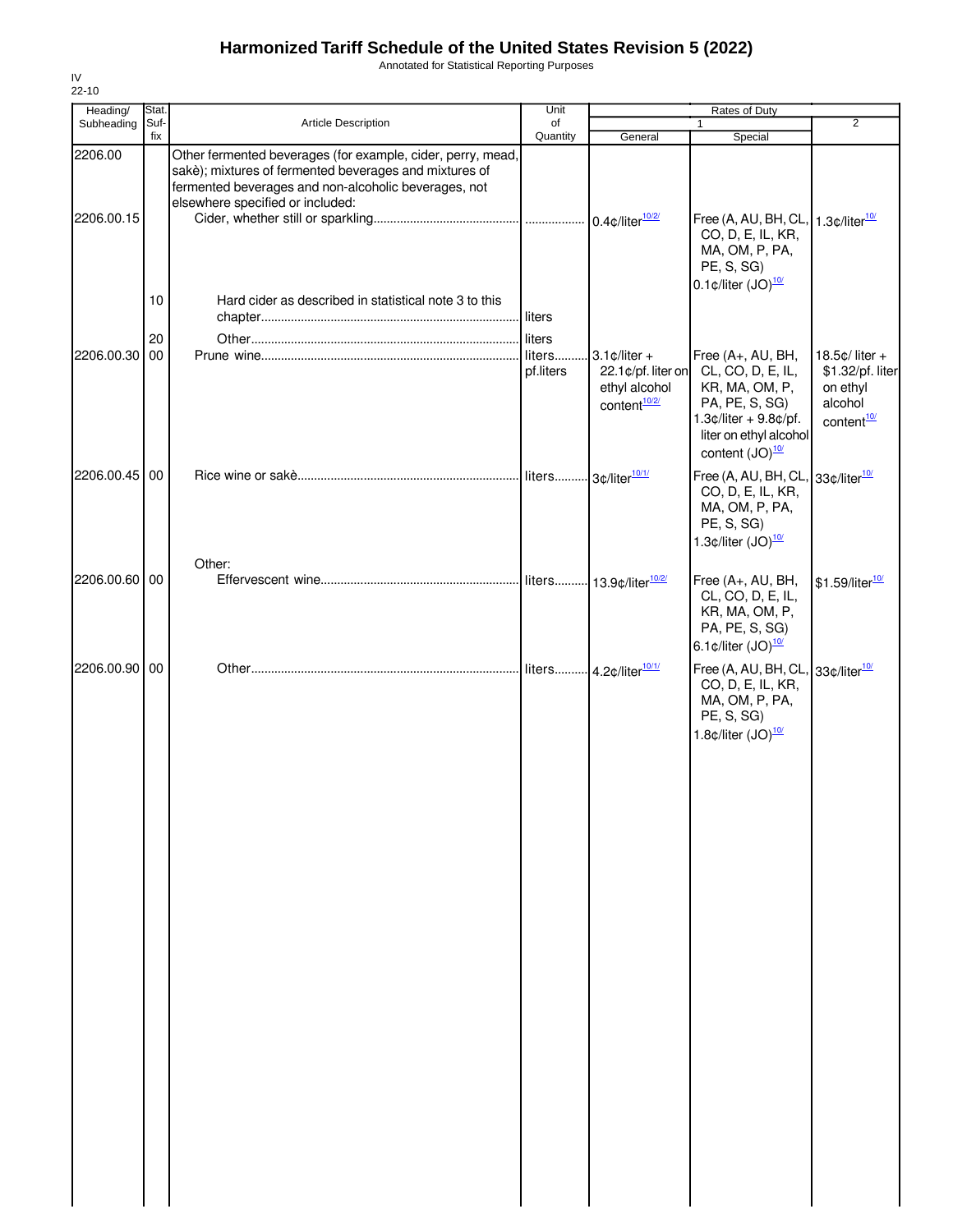# Harmonized Tariff Schedule of the United States Revision 5 (2022)

Annotated for Statistical Reporting Purposes

IV
22-10

| Heading/ Subheading | Stat. Suf- fix | Article Description | Unit of Quantity | Rates of Duty 1 General | Special | 2 |
|---|---|---|---|---|---|---|
| 2206.00 | | Other fermented beverages (for example, cider, perry, mead, sakè); mixtures of fermented beverages and mixtures of fermented beverages and non-alcoholic beverages, not elsewhere specified or included: | | | | |
| 2206.00.15 | | Cider, whether still or sparkling | | 0.4¢/liter[10/2/] | Free (A, AU, BH, CL, CO, D, E, IL, KR, MA, OM, P, PA, PE, S, SG) 0.1¢/liter (JO)[10/] | 1.3¢/liter[10/] |
| | 10 | Hard cider as described in statistical note 3 to this chapter | liters | | | |
| | 20 | Other | liters | | | |
| 2206.00.30 | 00 | Prune wine | liters pf.liters | 3.1¢/liter + 22.1¢/pf. liter on ethyl alcohol content[10/2/] | Free (A+, AU, BH, CL, CO, D, E, IL, KR, MA, OM, P, PA, PE, S, SG) 1.3¢/liter + 9.8¢/pf. liter on ethyl alcohol content (JO)[10/] | 18.5¢/ liter + $1.32/pf. liter on ethyl alcohol content[10/] |
| 2206.00.45 | 00 | Rice wine or sakè | liters | 3¢/liter[10/1/] | Free (A, AU, BH, CL, CO, D, E, IL, KR, MA, OM, P, PA, PE, S, SG) 1.3¢/liter (JO)[10/] | 33¢/liter[10/] |
| | | Other: | | | | |
| 2206.00.60 | 00 | Effervescent wine | liters | 13.9¢/liter[10/2/] | Free (A+, AU, BH, CL, CO, D, E, IL, KR, MA, OM, P, PA, PE, S, SG) 6.1¢/liter (JO)[10/] | $1.59/liter[10/] |
| 2206.00.90 | 00 | Other | liters | 4.2¢/liter[10/1/] | Free (A, AU, BH, CL, CO, D, E, IL, KR, MA, OM, P, PA, PE, S, SG) 1.8¢/liter (JO)[10/] | 33¢/liter[10/] |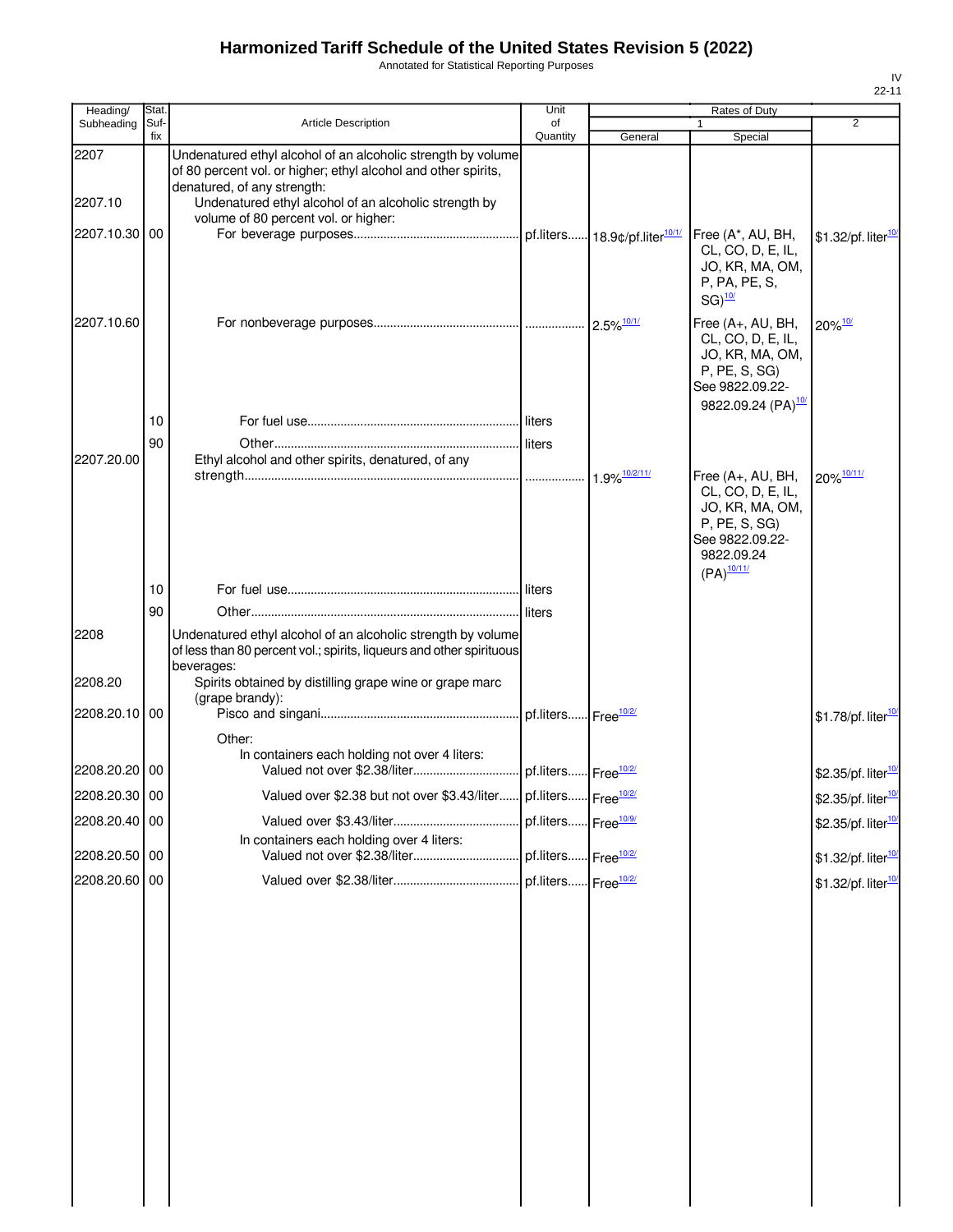# Harmonized Tariff Schedule of the United States Revision 5 (2022)

Annotated for Statistical Reporting Purposes

IV
22-11

| Heading/ Subheading | Stat. Suf-fix | Article Description | Unit of Quantity | Rates of Duty 1 General | Rates of Duty 1 Special | Rates of Duty 2 |
|---|---|---|---|---|---|---|
| 2207 | | Undenatured ethyl alcohol of an alcoholic strength by volume of 80 percent vol. or higher; ethyl alcohol and other spirits, denatured, of any strength: | | | | |
| 2207.10 | | Undenatured ethyl alcohol of an alcoholic strength by volume of 80 percent vol. or higher: | | | | |
| 2207.10.30 | 00 | For beverage purposes | pf.liters | 18.9¢/pf.liter[10/1/] | Free (A*, AU, BH, CL, CO, D, E, IL, JO, KR, MA, OM, P, PA, PE, S, SG)[10/] | $1.32/pf. liter[10/] |
| 2207.10.60 | | For nonbeverage purposes | | 2.5%[10/1/] | Free (A+, AU, BH, CL, CO, D, E, IL, JO, KR, MA, OM, P, PE, S, SG) See 9822.09.22-9822.09.24 (PA)[10/] | 20%[10/] |
| | 10 | For fuel use | liters | | | |
| | 90 | Other | liters | | | |
| 2207.20.00 | | Ethyl alcohol and other spirits, denatured, of any strength | | 1.9%[10/2/11/] | Free (A+, AU, BH, CL, CO, D, E, IL, JO, KR, MA, OM, P, PE, S, SG) See 9822.09.22-9822.09.24 (PA)[10/11/] | 20%[10/11/] |
| | 10 | For fuel use | liters | | | |
| | 90 | Other | liters | | | |
| 2208 | | Undenatured ethyl alcohol of an alcoholic strength by volume of less than 80 percent vol.; spirits, liqueurs and other spirituous beverages: | | | | |
| 2208.20 | | Spirits obtained by distilling grape wine or grape marc (grape brandy): | | | | |
| 2208.20.10 | 00 | Pisco and singani | pf.liters | Free[10/2/] | | $1.78/pf. liter[10/] |
| | | Other: | | | | |
| | | In containers each holding not over 4 liters: | | | | |
| 2208.20.20 | 00 | Valued not over $2.38/liter | pf.liters | Free[10/2/] | | $2.35/pf. liter[10/] |
| 2208.20.30 | 00 | Valued over $2.38 but not over $3.43/liter | pf.liters | Free[10/2/] | | $2.35/pf. liter[10/] |
| 2208.20.40 | 00 | Valued over $3.43/liter | pf.liters | Free[10/9/] | | $2.35/pf. liter[10/] |
| | | In containers each holding over 4 liters: | | | | |
| 2208.20.50 | 00 | Valued not over $2.38/liter | pf.liters | Free[10/2/] | | $1.32/pf. liter[10/] |
| 2208.20.60 | 00 | Valued over $2.38/liter | pf.liters | Free[10/2/] | | $1.32/pf. liter[10/] |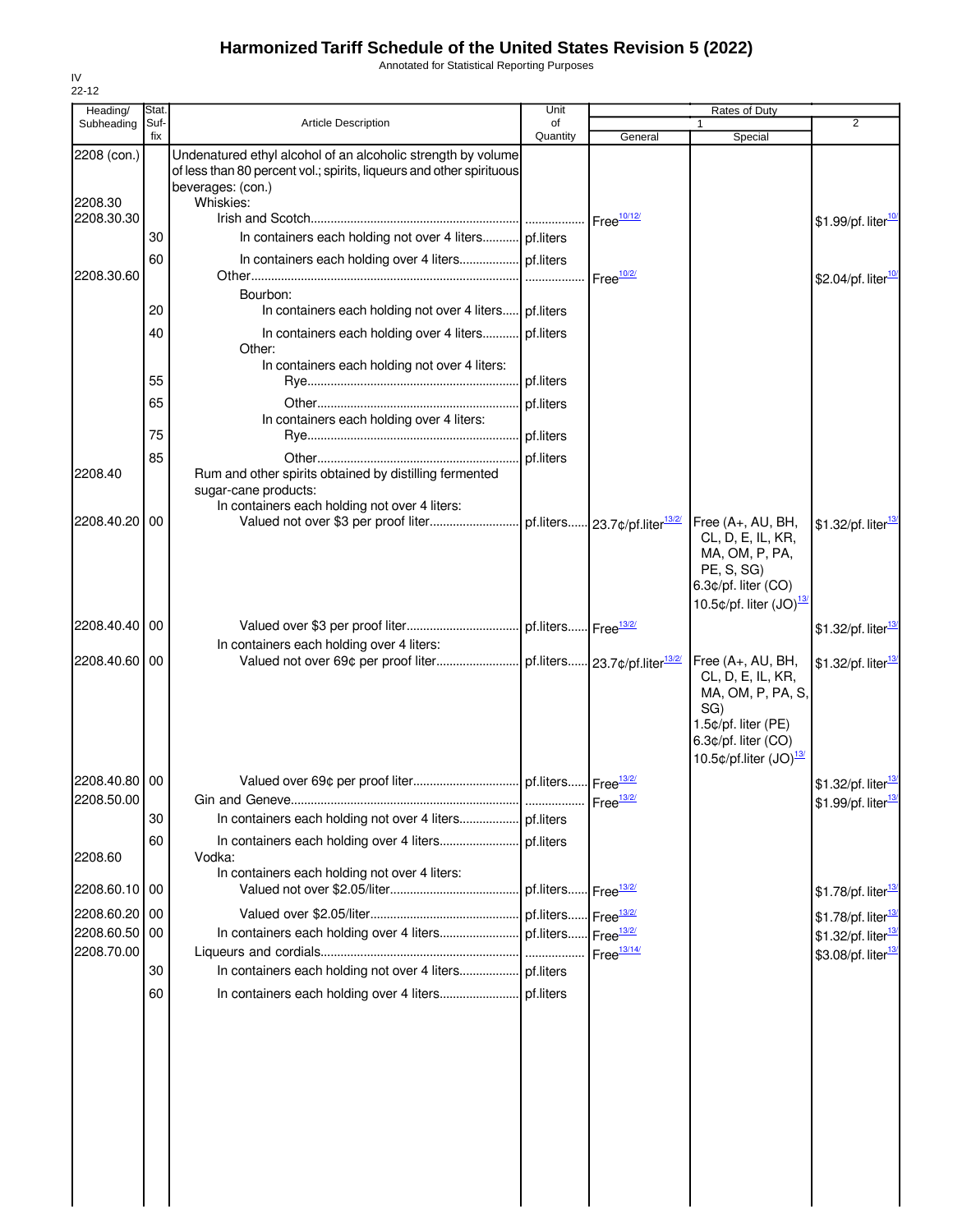# Harmonized Tariff Schedule of the United States Revision 5 (2022)

Annotated for Statistical Reporting Purposes

IV
22-12

| Heading/ Subheading | Stat. Suf- fix | Article Description | Unit of Quantity | Rates of Duty 1 General | Special | 2 |
|---|---|---|---|---|---|---|
| 2208 (con.) | | Undenatured ethyl alcohol of an alcoholic strength by volume of less than 80 percent vol.; spirits, liqueurs and other spirituous beverages: (con.) | | | | |
| 2208.30 | | Whiskies: | | | | |
| 2208.30.30 | | Irish and Scotch | | Free[10/12/] | | $1.99/pf. liter[10/] |
| | 30 | In containers each holding not over 4 liters | pf.liters | | | |
| | 60 | In containers each holding over 4 liters | pf.liters | | | |
| 2208.30.60 | | Other | | Free[10/2/] | | $2.04/pf. liter[10/] |
| | | Bourbon: | | | | |
| | 20 | In containers each holding not over 4 liters | pf.liters | | | |
| | 40 | In containers each holding over 4 liters | pf.liters | | | |
| | | Other: | | | | |
| | | In containers each holding not over 4 liters: | | | | |
| | 55 | Rye | pf.liters | | | |
| | 65 | Other | pf.liters | | | |
| | | In containers each holding over 4 liters: | | | | |
| | 75 | Rye | pf.liters | | | |
| | 85 | Other | pf.liters | | | |
| 2208.40 | | Rum and other spirits obtained by distilling fermented sugar-cane products: | | | | |
| | | In containers each holding not over 4 liters: | | | | |
| 2208.40.20 | 00 | Valued not over $3 per proof liter | pf.liters | 23.7¢/pf.liter[13/2/] | Free (A+, AU, BH, CL, D, E, IL, KR, MA, OM, P, PA, PE, S, SG) 6.3¢/pf. liter (CO) 10.5¢/pf. liter (JO)[13/] | $1.32/pf. liter[13/] |
| 2208.40.40 | 00 | Valued over $3 per proof liter | pf.liters | Free[13/2/] | | $1.32/pf. liter[13/] |
| | | In containers each holding over 4 liters: | | | | |
| 2208.40.60 | 00 | Valued not over 69¢ per proof liter | pf.liters | 23.7¢/pf.liter[13/2/] | Free (A+, AU, BH, CL, D, E, IL, KR, MA, OM, P, PA, S, SG) 1.5¢/pf. liter (PE) 6.3¢/pf. liter (CO) 10.5¢/pf.liter (JO)[13/] | $1.32/pf. liter[13/] |
| 2208.40.80 | 00 | Valued over 69¢ per proof liter | pf.liters | Free[13/2/] | | $1.32/pf. liter[13/] |
| 2208.50.00 | | Gin and Geneve | | Free[13/2/] | | $1.99/pf. liter[13/] |
| | 30 | In containers each holding not over 4 liters | pf.liters | | | |
| | 60 | In containers each holding over 4 liters | pf.liters | | | |
| 2208.60 | | Vodka: | | | | |
| | | In containers each holding not over 4 liters: | | | | |
| 2208.60.10 | 00 | Valued not over $2.05/liter | pf.liters | Free[13/2/] | | $1.78/pf. liter[13/] |
| 2208.60.20 | 00 | Valued over $2.05/liter | pf.liters | Free[13/2/] | | $1.78/pf. liter[13/] |
| 2208.60.50 | 00 | In containers each holding over 4 liters | pf.liters | Free[13/2/] | | $1.32/pf. liter[13/] |
| 2208.70.00 | | Liqueurs and cordials | | Free[13/14/] | | $3.08/pf. liter[13/] |
| | 30 | In containers each holding not over 4 liters | pf.liters | | | |
| | 60 | In containers each holding over 4 liters | pf.liters | | | |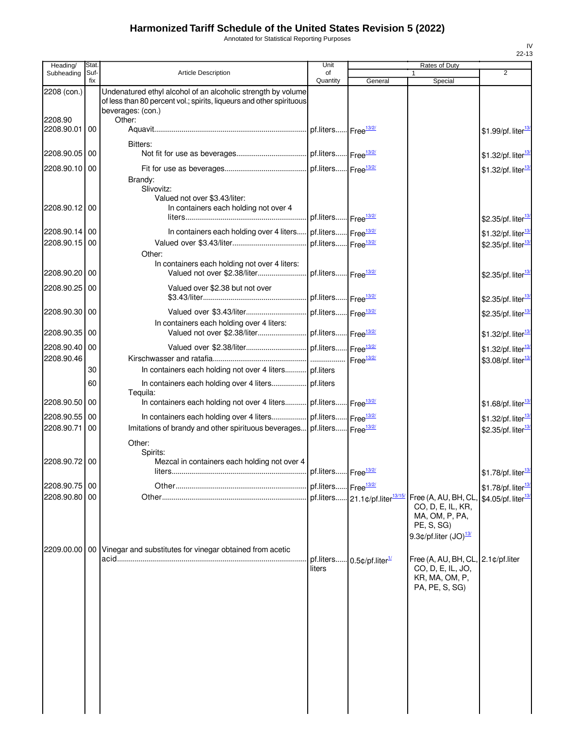# Harmonized Tariff Schedule of the United States Revision 5 (2022)

Annotated for Statistical Reporting Purposes

IV
22-13

| Heading/ Subheading | Stat. Suf-fix | Article Description | Unit of Quantity | Rates of Duty 1 General | Special | 2 |
|---|---|---|---|---|---|---|
| 2208 (con.) | | Undenatured ethyl alcohol of an alcoholic strength by volume of less than 80 percent vol.; spirits, liqueurs and other spirituous beverages: (con.) | | | | |
| 2208.90 | | Other: | | | | |
| 2208.90.01 | 00 | Aquavit | pf.liters | Free[13/2/] | | $1.99/pf. liter[13/] |
| | | Bitters: | | | | |
| 2208.90.05 | 00 | Not fit for use as beverages | pf.liters | Free[13/2/] | | $1.32/pf. liter[13/] |
| 2208.90.10 | 00 | Fit for use as beverages | pf.liters | Free[13/2/] | | $1.32/pf. liter[13/] |
| | | Brandy: | | | | |
| | | Slivovitz: | | | | |
| | | Valued not over $3.43/liter: | | | | |
| 2208.90.12 | 00 | In containers each holding not over 4 liters | pf.liters | Free[13/2/] | | $2.35/pf. liter[13/] |
| 2208.90.14 | 00 | In containers each holding over 4 liters | pf.liters | Free[13/2/] | | $1.32/pf. liter[13/] |
| 2208.90.15 | 00 | Valued over $3.43/liter | pf.liters | Free[13/2/] | | $2.35/pf. liter[13/] |
| | | Other: | | | | |
| | | In containers each holding not over 4 liters: | | | | |
| 2208.90.20 | 00 | Valued not over $2.38/liter | pf.liters | Free[13/2/] | | $2.35/pf. liter[13/] |
| 2208.90.25 | 00 | Valued over $2.38 but not over $3.43/liter | pf.liters | Free[13/2/] | | $2.35/pf. liter[13/] |
| 2208.90.30 | 00 | Valued over $3.43/liter | pf.liters | Free[13/2/] | | $2.35/pf. liter[13/] |
| | | In containers each holding over 4 liters: | | | | |
| 2208.90.35 | 00 | Valued not over $2.38/liter | pf.liters | Free[13/2/] | | $1.32/pf. liter[13/] |
| 2208.90.40 | 00 | Valued over $2.38/liter | pf.liters | Free[13/2/] | | $1.32/pf. liter[13/] |
| 2208.90.46 | | Kirschwasser and ratafia | | Free[13/2/] | | $3.08/pf. liter[13/] |
| | 30 | In containers each holding not over 4 liters | pf.liters | | | |
| | 60 | In containers each holding over 4 liters | pf.liters | | | |
| | | Tequila: | | | | |
| 2208.90.50 | 00 | In containers each holding not over 4 liters | pf.liters | Free[13/2/] | | $1.68/pf. liter[13/] |
| 2208.90.55 | 00 | In containers each holding over 4 liters | pf.liters | Free[13/2/] | | $1.32/pf. liter[13/] |
| 2208.90.71 | 00 | Imitations of brandy and other spirituous beverages | pf.liters | Free[13/2/] | | $2.35/pf. liter[13/] |
| | | Other: | | | | |
| | | Spirits: | | | | |
| 2208.90.72 | 00 | Mezcal in containers each holding not over 4 liters | pf.liters | Free[13/2/] | | $1.78/pf. liter[13/] |
| 2208.90.75 | 00 | Other | pf.liters | Free[13/2/] | | $1.78/pf. liter[13/] |
| 2208.90.80 | 00 | Other | pf.liters | 21.1¢/pf.liter[13/15/] | Free (A, AU, BH, CL, CO, D, E, IL, KR, MA, OM, P, PA, PE, S, SG) 9.3¢/pf.liter (JO)[13/] | $4.05/pf. liter[13/] |
| 2209.00.00 | 00 | Vinegar and substitutes for vinegar obtained from acetic acid | pf.liters liters | 0.5¢/pf.liter[1/] | Free (A, AU, BH, CL, CO, D, E, IL, JO, KR, MA, OM, P, PA, PE, S, SG) | 2.1¢/pf.liter |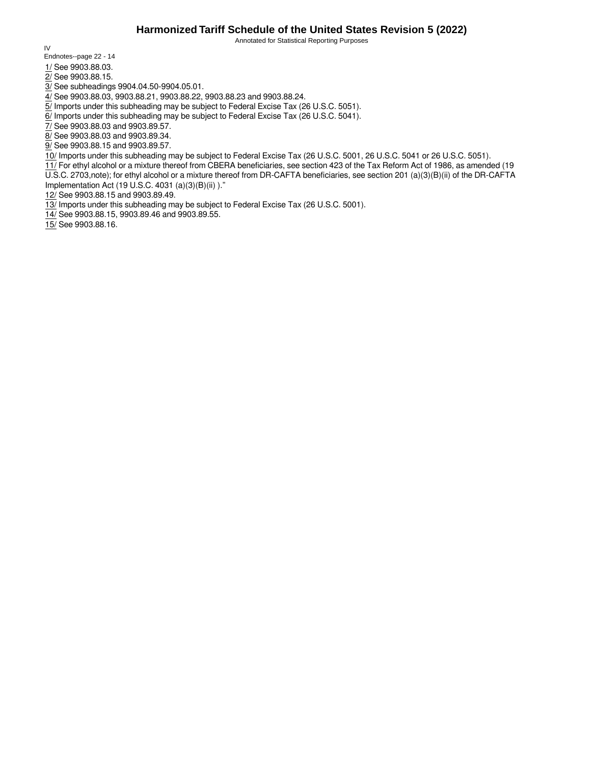IV

Endnotes--page 22 - 14

1/ See 9903.88.03.

2/ See 9903.88.15.

3/ See subheadings 9904.04.50-9904.05.01.

4/ See 9903.88.03, 9903.88.21, 9903.88.22, 9903.88.23 and 9903.88.24.

5/ Imports under this subheading may be subject to Federal Excise Tax (26 U.S.C. 5051).

6/ Imports under this subheading may be subject to Federal Excise Tax (26 U.S.C. 5041).

7/ See 9903.88.03 and 9903.89.57.

8/ See 9903.88.03 and 9903.89.34.

9/ See 9903.88.15 and 9903.89.57.

10/ Imports under this subheading may be subject to Federal Excise Tax (26 U.S.C. 5001, 26 U.S.C. 5041 or 26 U.S.C. 5051).

11/ For ethyl alcohol or a mixture thereof from CBERA beneficiaries, see section 423 of the Tax Reform Act of 1986, as amended (19 U.S.C. 2703,note); for ethyl alcohol or a mixture thereof from DR-CAFTA beneficiaries, see section 201 (a)(3)(B)(ii) of the DR-CAFTA Implementation Act (19 U.S.C. 4031 (a)(3)(B)(ii) )."

12/ See 9903.88.15 and 9903.89.49.

13/ Imports under this subheading may be subject to Federal Excise Tax (26 U.S.C. 5001).

14/ See 9903.88.15, 9903.89.46 and 9903.89.55.

15/ See 9903.88.16.